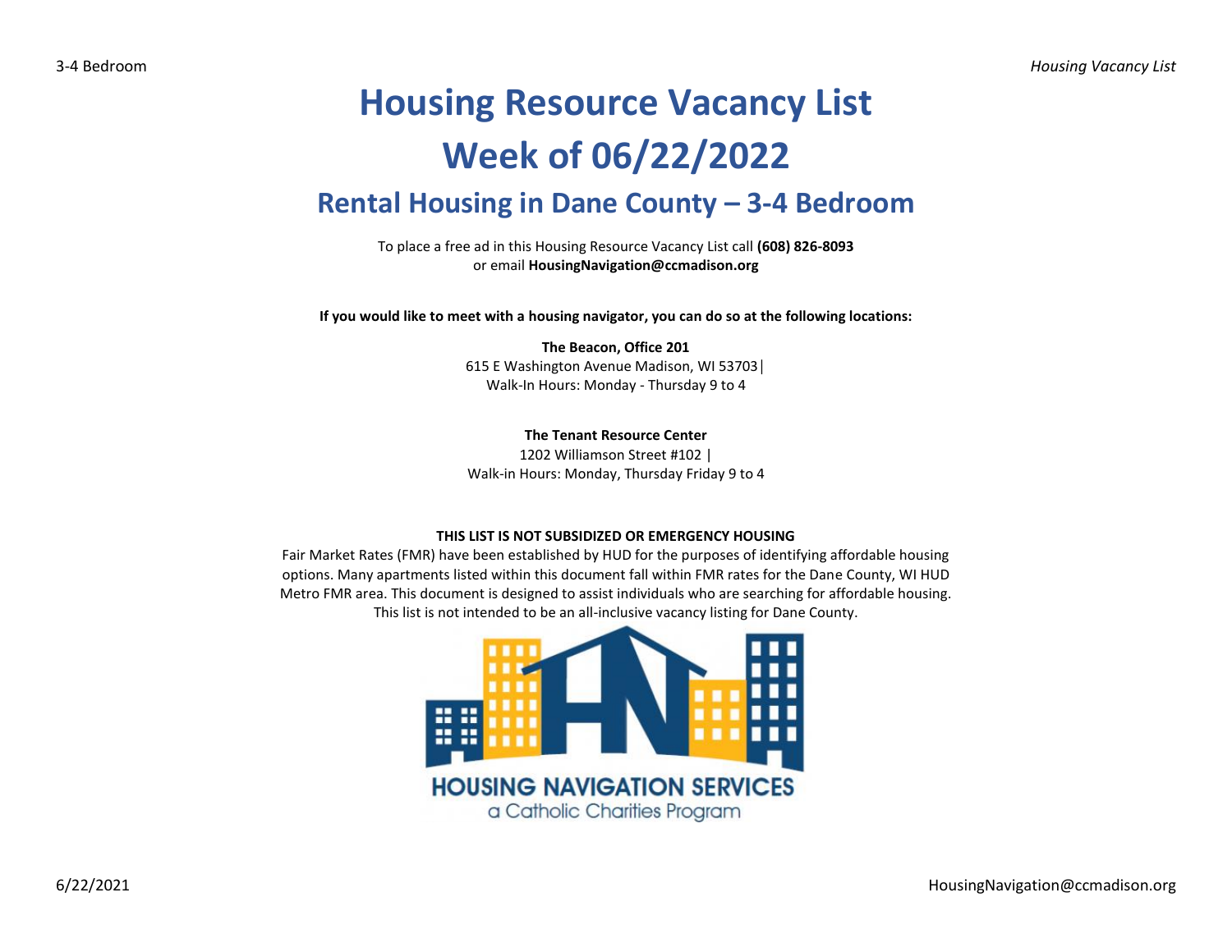# Housing Resource Vacancy List

# Week of 06/22/2022

## Rental Housing in Dane County – 3-4 Bedroom

To place a free ad in this Housing Resource Vacancy List call **(608) 826-8093**
or email **HousingNavigation@ccmadison.org**

**If you would like to meet with a housing navigator, you can do so at the following locations:**

**The Beacon, Office 201**
615 E Washington Avenue Madison, WI 53703|
Walk-In Hours: Monday - Thursday 9 to 4

**The Tenant Resource Center**
1202 Williamson Street #102 |
Walk-in Hours: Monday, Thursday Friday 9 to 4

**THIS LIST IS NOT SUBSIDIZED OR EMERGENCY HOUSING**

Fair Market Rates (FMR) have been established by HUD for the purposes of identifying affordable housing options. Many apartments listed within this document fall within FMR rates for the Dane County, WI HUD Metro FMR area. This document is designed to assist individuals who are searching for affordable housing. This list is not intended to be an all-inclusive vacancy listing for Dane County.

HOUSING NAVIGATION SERVICES
a Catholic Charities Program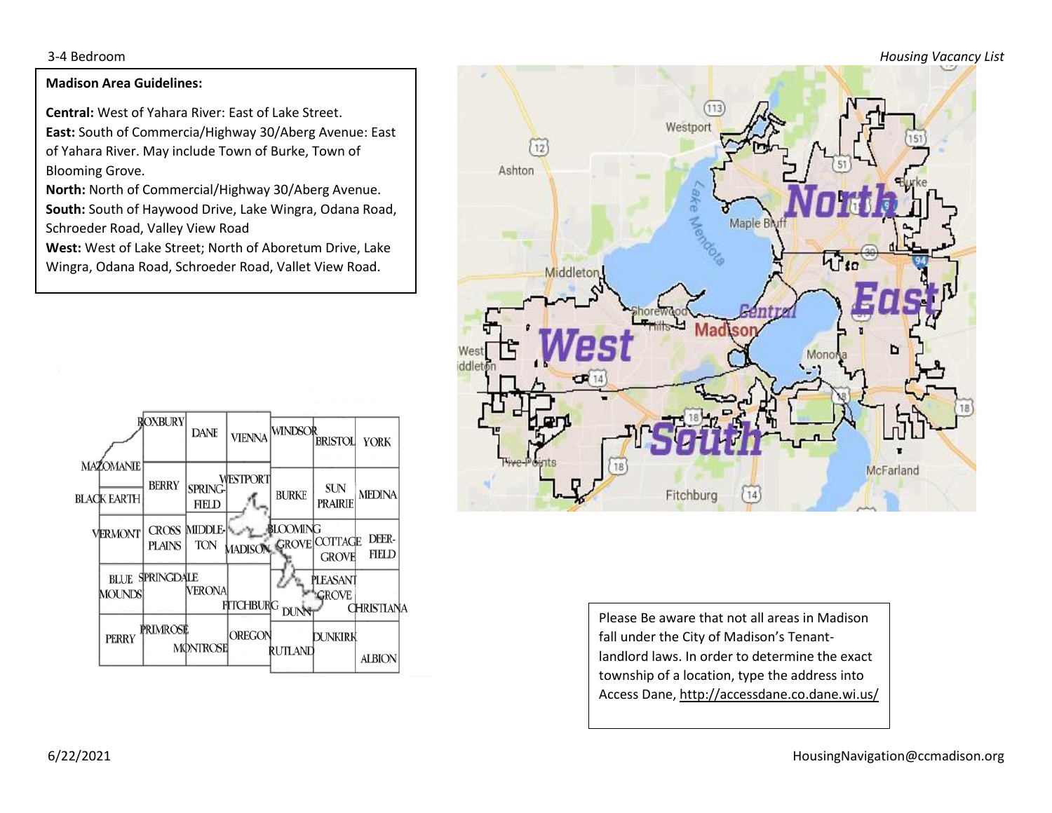**Madison Area Guidelines:**

**Central:** West of Yahara River: East of Lake Street.
**East:** South of Commercia/Highway 30/Aberg Avenue: East of Yahara River. May include Town of Burke, Town of Blooming Grove.
**North:** North of Commercial/Highway 30/Aberg Avenue.
**South:** South of Haywood Drive, Lake Wingra, Odana Road, Schroeder Road, Valley View Road
**West:** West of Lake Street; North of Aboretum Drive, Lake Wingra, Odana Road, Schroeder Road, Vallet View Road.

Please Be aware that not all areas in Madison fall under the City of Madison's Tenant-landlord laws. In order to determine the exact township of a location, type the address into Access Dane, http://accessdane.co.dane.wi.us/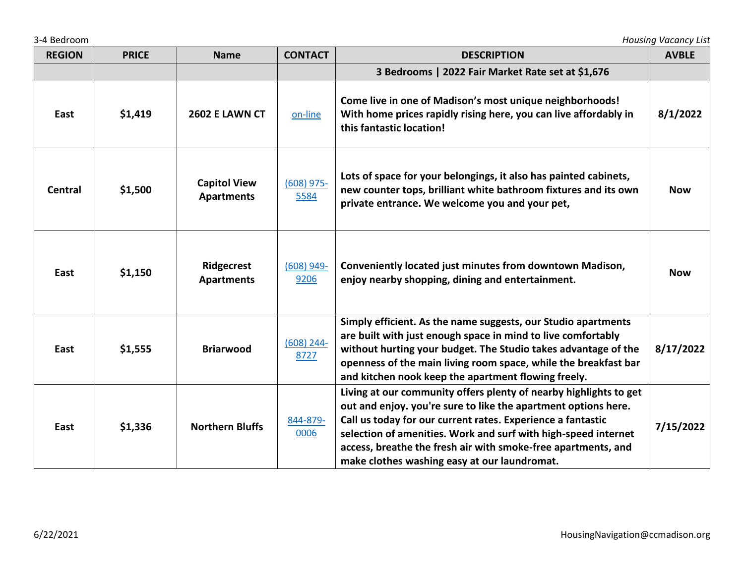| REGION | PRICE | Name | CONTACT | DESCRIPTION | AVBLE |
|---|---|---|---|---|---|
| | | | | **3 Bedrooms \| 2022 Fair Market Rate set at $1,676** | |
| **East** | **$1,419** | **2602 E LAWN CT** | on-line | **Come live in one of Madison's most unique neighborhoods! With home prices rapidly rising here, you can live affordably in this fantastic location!** | **8/1/2022** |
| **Central** | **$1,500** | **Capitol View Apartments** | (608) 975-5584 | **Lots of space for your belongings, it also has painted cabinets, new counter tops, brilliant white bathroom fixtures and its own private entrance. We welcome you and your pet,** | **Now** |
| **East** | **$1,150** | **Ridgecrest Apartments** | (608) 949-9206 | **Conveniently located just minutes from downtown Madison, enjoy nearby shopping, dining and entertainment.** | **Now** |
| **East** | **$1,555** | **Briarwood** | (608) 244-8727 | **Simply efficient. As the name suggests, our Studio apartments are built with just enough space in mind to live comfortably without hurting your budget. The Studio takes advantage of the openness of the main living room space, while the breakfast bar and kitchen nook keep the apartment flowing freely.** | **8/17/2022** |
| **East** | **$1,336** | **Northern Bluffs** | 844-879-0006 | **Living at our community offers plenty of nearby highlights to get out and enjoy. you're sure to like the apartment options here. Call us today for our current rates. Experience a fantastic selection of amenities. Work and surf with high-speed internet access, breathe the fresh air with smoke-free apartments, and make clothes washing easy at our laundromat.** | **7/15/2022** |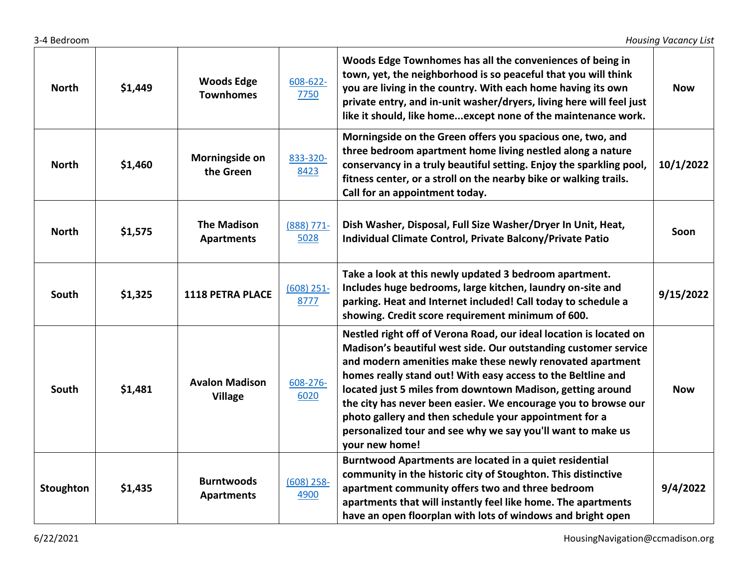| North | $1,449 | Woods Edge Townhomes | 608-622-7750 | Woods Edge Townhomes has all the conveniences of being in town, yet, the neighborhood is so peaceful that you will think you are living in the country. With each home having its own private entry, and in-unit washer/dryers, living here will feel just like it should, like home...except none of the maintenance work. | Now |
|---|---|---|---|---|---|
| North | $1,460 | Morningside on the Green | 833-320-8423 | Morningside on the Green offers you spacious one, two, and three bedroom apartment home living nestled along a nature conservancy in a truly beautiful setting. Enjoy the sparkling pool, fitness center, or a stroll on the nearby bike or walking trails. Call for an appointment today. | 10/1/2022 |
| North | $1,575 | The Madison Apartments | (888) 771-5028 | Dish Washer, Disposal, Full Size Washer/Dryer In Unit, Heat, Individual Climate Control, Private Balcony/Private Patio | Soon |
| South | $1,325 | 1118 PETRA PLACE | (608) 251-8777 | Take a look at this newly updated 3 bedroom apartment. Includes huge bedrooms, large kitchen, laundry on-site and parking. Heat and Internet included! Call today to schedule a showing. Credit score requirement minimum of 600. | 9/15/2022 |
| South | $1,481 | Avalon Madison Village | 608-276-6020 | Nestled right off of Verona Road, our ideal location is located on Madison's beautiful west side. Our outstanding customer service and modern amenities make these newly renovated apartment homes really stand out! With easy access to the Beltline and located just 5 miles from downtown Madison, getting around the city has never been easier. We encourage you to browse our photo gallery and then schedule your appointment for a personalized tour and see why we say you'll want to make us your new home! | Now |
| Stoughton | $1,435 | Burntwoods Apartments | (608) 258-4900 | Burntwood Apartments are located in a quiet residential community in the historic city of Stoughton. This distinctive apartment community offers two and three bedroom apartments that will instantly feel like home. The apartments have an open floorplan with lots of windows and bright open | 9/4/2022 |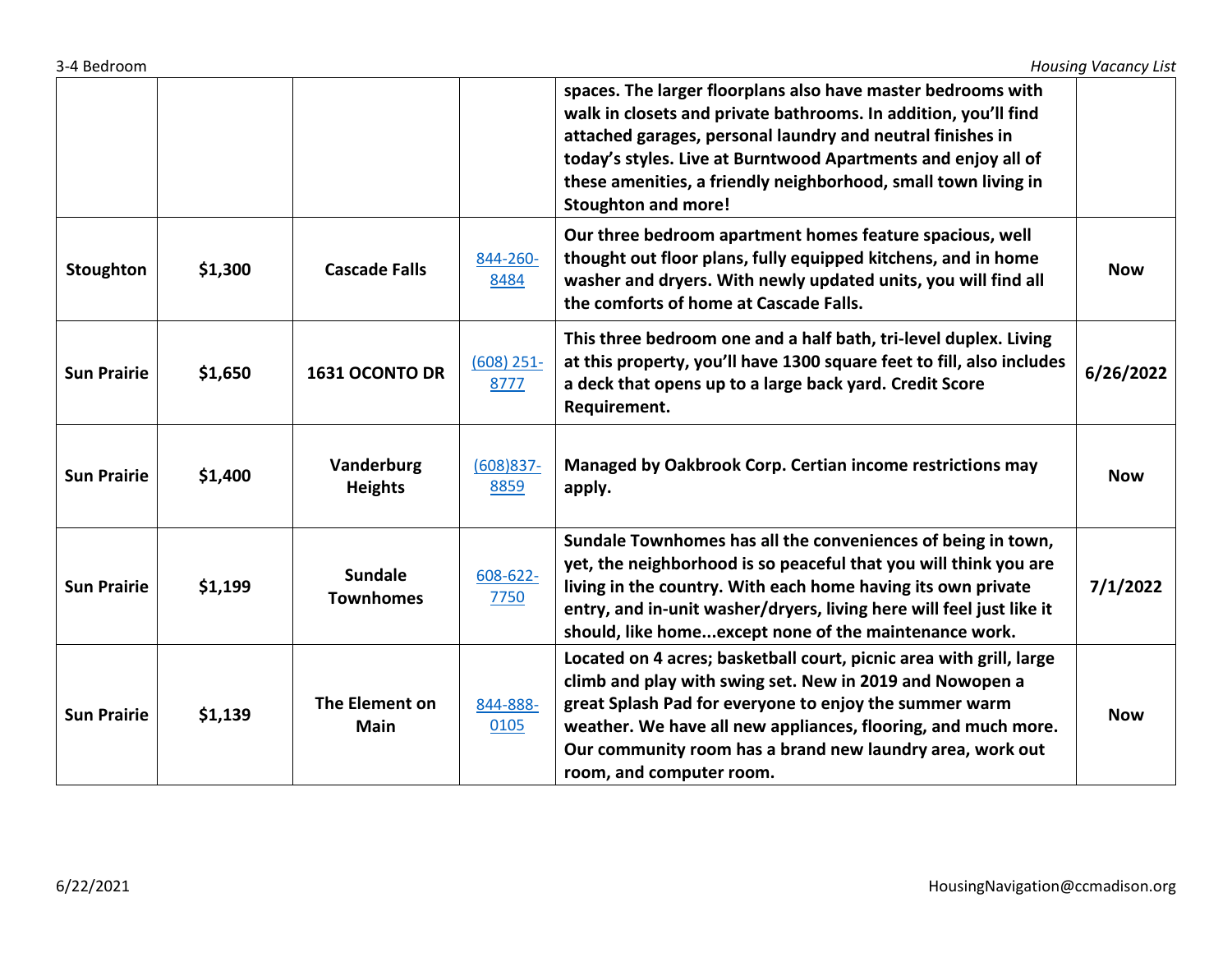| | | | | | |
|---|---|---|---|---|---|
| | | | | **spaces. The larger floorplans also have master bedrooms with walk in closets and private bathrooms. In addition, you'll find attached garages, personal laundry and neutral finishes in today's styles. Live at Burntwood Apartments and enjoy all of these amenities, a friendly neighborhood, small town living in Stoughton and more!** | |
| **Stoughton** | **$1,300** | **Cascade Falls** | 844-260-8484 | **Our three bedroom apartment homes feature spacious, well thought out floor plans, fully equipped kitchens, and in home washer and dryers. With newly updated units, you will find all the comforts of home at Cascade Falls.** | **Now** |
| **Sun Prairie** | **$1,650** | **1631 OCONTO DR** | (608) 251-8777 | **This three bedroom one and a half bath, tri-level duplex. Living at this property, you'll have 1300 square feet to fill, also includes a deck that opens up to a large back yard. Credit Score Requirement.** | **6/26/2022** |
| **Sun Prairie** | **$1,400** | **Vanderburg Heights** | (608)837-8859 | **Managed by Oakbrook Corp. Certian income restrictions may apply.** | **Now** |
| **Sun Prairie** | **$1,199** | **Sundale Townhomes** | 608-622-7750 | **Sundale Townhomes has all the conveniences of being in town, yet, the neighborhood is so peaceful that you will think you are living in the country. With each home having its own private entry, and in-unit washer/dryers, living here will feel just like it should, like home...except none of the maintenance work.** | **7/1/2022** |
| **Sun Prairie** | **$1,139** | **The Element on Main** | 844-888-0105 | **Located on 4 acres; basketball court, picnic area with grill, large climb and play with swing set. New in 2019 and Nowopen a great Splash Pad for everyone to enjoy the summer warm weather. We have all new appliances, flooring, and much more. Our community room has a brand new laundry area, work out room, and computer room.** | **Now** |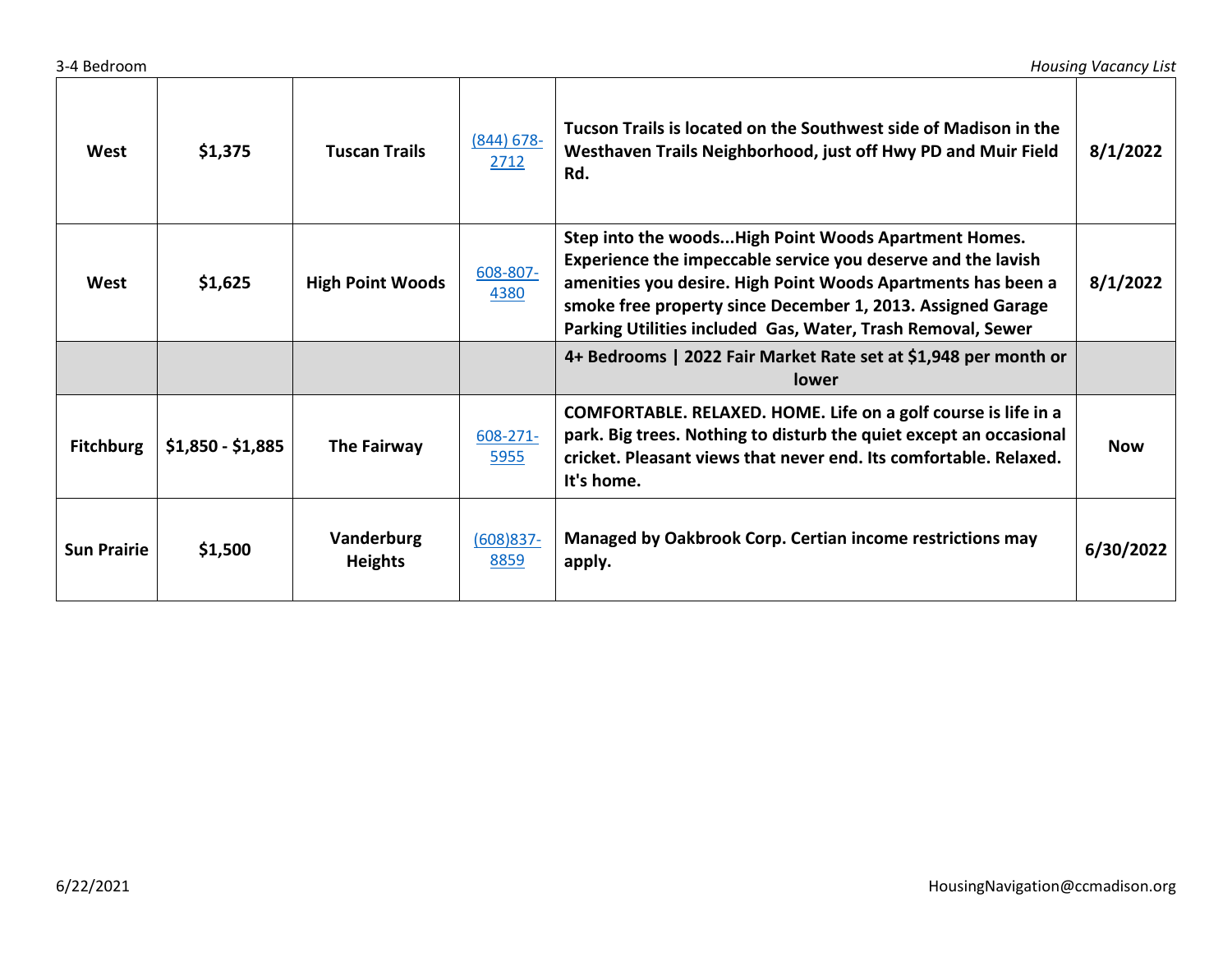| | | | | | |
|---|---|---|---|---|---|
| **West** | **$1,375** | **Tuscan Trails** | [(844) 678-2712]() | **Tucson Trails is located on the Southwest side of Madison in the Westhaven Trails Neighborhood, just off Hwy PD and Muir Field Rd.** | **8/1/2022** |
| **West** | **$1,625** | **High Point Woods** | [608-807-4380]() | **Step into the woods...High Point Woods Apartment Homes. Experience the impeccable service you deserve and the lavish amenities you desire. High Point Woods Apartments has been a smoke free property since December 1, 2013. Assigned Garage Parking Utilities included Gas, Water, Trash Removal, Sewer** | **8/1/2022** |
| | | | | **4+ Bedrooms \| 2022 Fair Market Rate set at $1,948 per month or lower** | |
| **Fitchburg** | **$1,850 - $1,885** | **The Fairway** | [608-271-5955]() | **COMFORTABLE. RELAXED. HOME. Life on a golf course is life in a park. Big trees. Nothing to disturb the quiet except an occasional cricket. Pleasant views that never end. Its comfortable. Relaxed. It's home.** | **Now** |
| **Sun Prairie** | **$1,500** | **Vanderburg Heights** | [(608)837-8859]() | **Managed by Oakbrook Corp. Certian income restrictions may apply.** | **6/30/2022** |